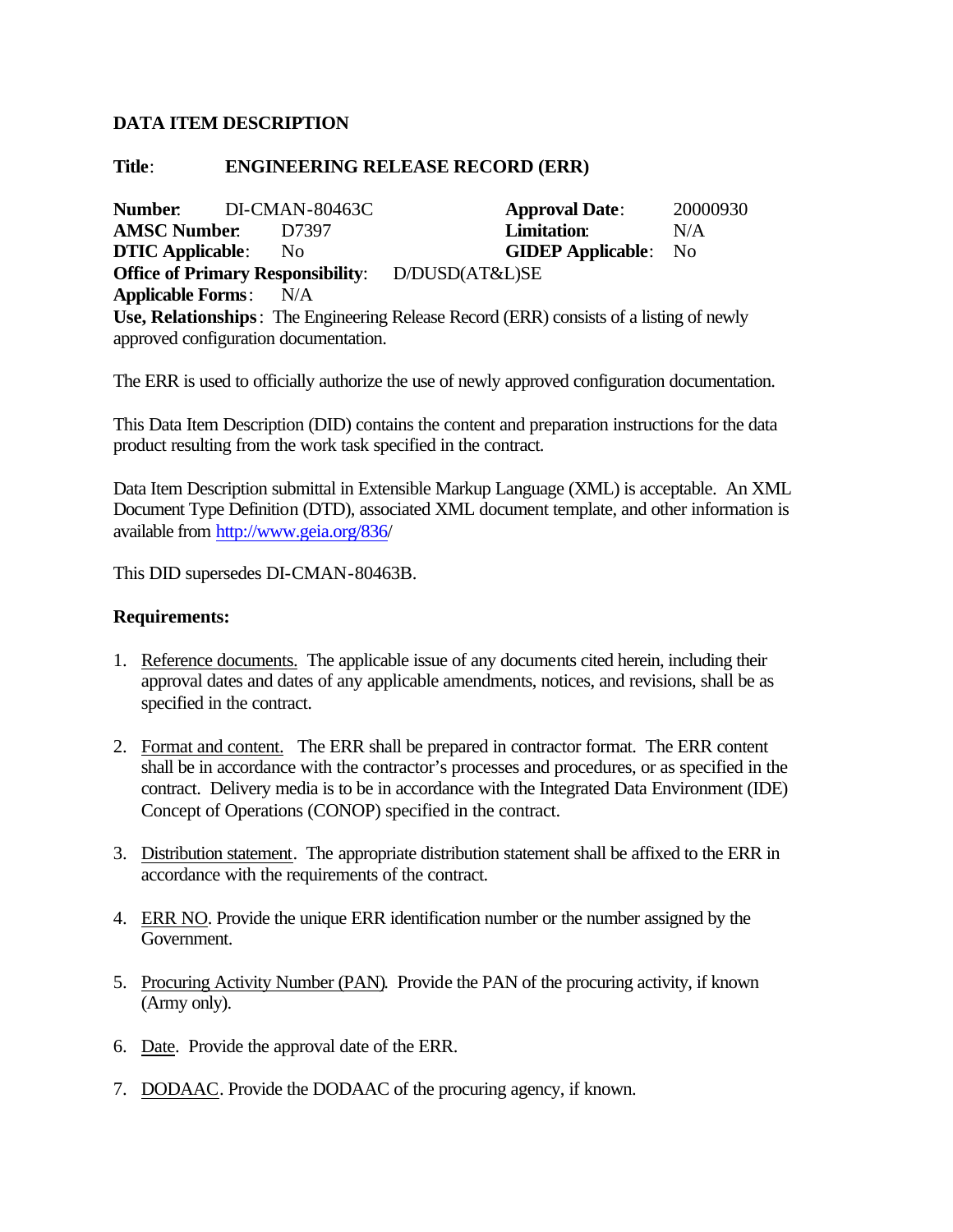**DATA ITEM DESCRIPTION**

**Title**: ENGINEERING RELEASE RECORD (ERR)

**Number**: DI-CMAN-80463C **Approval Date**: 20000930
**AMSC Number**: D7397 **Limitation**: N/A
**DTIC Applicable**: No **GIDEP Applicable**: No
**Office of Primary Responsibility**: D/DUSD(AT&L)SE
**Applicable Forms**: N/A
**Use, Relationships**: The Engineering Release Record (ERR) consists of a listing of newly approved configuration documentation.

The ERR is used to officially authorize the use of newly approved configuration documentation.

This Data Item Description (DID) contains the content and preparation instructions for the data product resulting from the work task specified in the contract.

Data Item Description submittal in Extensible Markup Language (XML) is acceptable. An XML Document Type Definition (DTD), associated XML document template, and other information is available from http://www.geia.org/836/

This DID supersedes DI-CMAN-80463B.

**Requirements:**

1. Reference documents. The applicable issue of any documents cited herein, including their approval dates and dates of any applicable amendments, notices, and revisions, shall be as specified in the contract.

2. Format and content. The ERR shall be prepared in contractor format. The ERR content shall be in accordance with the contractor's processes and procedures, or as specified in the contract. Delivery media is to be in accordance with the Integrated Data Environment (IDE) Concept of Operations (CONOP) specified in the contract.

3. Distribution statement. The appropriate distribution statement shall be affixed to the ERR in accordance with the requirements of the contract.

4. ERR NO. Provide the unique ERR identification number or the number assigned by the Government.

5. Procuring Activity Number (PAN). Provide the PAN of the procuring activity, if known (Army only).

6. Date. Provide the approval date of the ERR.

7. DODAAC. Provide the DODAAC of the procuring agency, if known.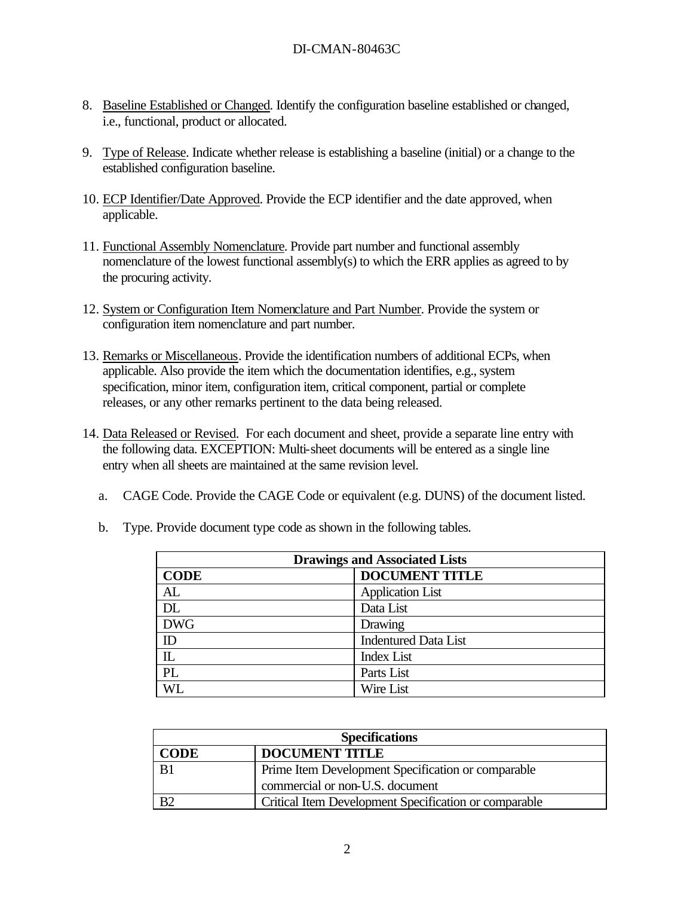8. Baseline Established or Changed. Identify the configuration baseline established or changed, i.e., functional, product or allocated.

9. Type of Release. Indicate whether release is establishing a baseline (initial) or a change to the established configuration baseline.

10. ECP Identifier/Date Approved. Provide the ECP identifier and the date approved, when applicable.

11. Functional Assembly Nomenclature. Provide part number and functional assembly nomenclature of the lowest functional assembly(s) to which the ERR applies as agreed to by the procuring activity.

12. System or Configuration Item Nomenclature and Part Number. Provide the system or configuration item nomenclature and part number.

13. Remarks or Miscellaneous. Provide the identification numbers of additional ECPs, when applicable. Also provide the item which the documentation identifies, e.g., system specification, minor item, configuration item, critical component, partial or complete releases, or any other remarks pertinent to the data being released.

14. Data Released or Revised. For each document and sheet, provide a separate line entry with the following data. EXCEPTION: Multi-sheet documents will be entered as a single line entry when all sheets are maintained at the same revision level.

    a. CAGE Code. Provide the CAGE Code or equivalent (e.g. DUNS) of the document listed.

    b. Type. Provide document type code as shown in the following tables.

| Drawings and Associated Lists | |
|---|---|
| **CODE** | **DOCUMENT TITLE** |
| AL | Application List |
| DL | Data List |
| DWG | Drawing |
| ID | Indentured Data List |
| IL | Index List |
| PL | Parts List |
| WL | Wire List |

| Specifications | |
|---|---|
| **CODE** | **DOCUMENT TITLE** |
| B1 | Prime Item Development Specification or comparable commercial or non-U.S. document |
| B2 | Critical Item Development Specification or comparable |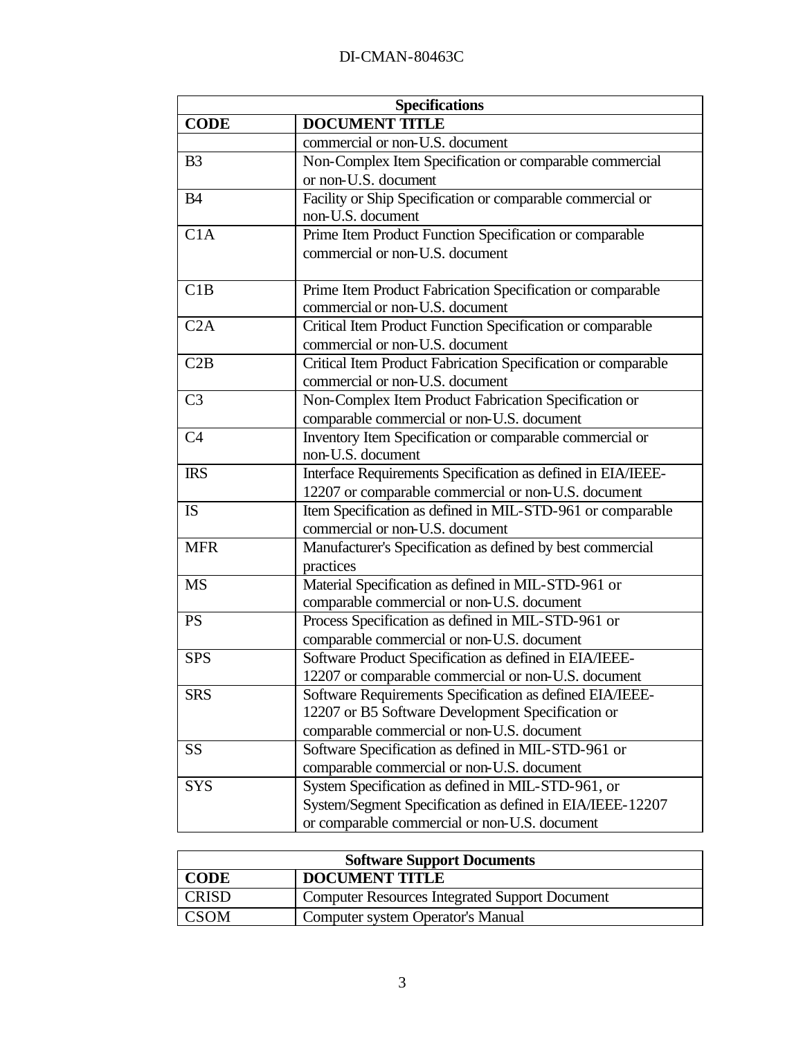| Specifications | |
|---|---|
| **CODE** | **DOCUMENT TITLE** |
| | commercial or non-U.S. document |
| B3 | Non-Complex Item Specification or comparable commercial or non-U.S. document |
| B4 | Facility or Ship Specification or comparable commercial or non-U.S. document |
| C1A | Prime Item Product Function Specification or comparable commercial or non-U.S. document |
| C1B | Prime Item Product Fabrication Specification or comparable commercial or non-U.S. document |
| C2A | Critical Item Product Function Specification or comparable commercial or non-U.S. document |
| C2B | Critical Item Product Fabrication Specification or comparable commercial or non-U.S. document |
| C3 | Non-Complex Item Product Fabrication Specification or comparable commercial or non-U.S. document |
| C4 | Inventory Item Specification or comparable commercial or non-U.S. document |
| IRS | Interface Requirements Specification as defined in EIA/IEEE-12207 or comparable commercial or non-U.S. document |
| IS | Item Specification as defined in MIL-STD-961 or comparable commercial or non-U.S. document |
| MFR | Manufacturer's Specification as defined by best commercial practices |
| MS | Material Specification as defined in MIL-STD-961 or comparable commercial or non-U.S. document |
| PS | Process Specification as defined in MIL-STD-961 or comparable commercial or non-U.S. document |
| SPS | Software Product Specification as defined in EIA/IEEE-12207 or comparable commercial or non-U.S. document |
| SRS | Software Requirements Specification as defined EIA/IEEE-12207 or B5 Software Development Specification or comparable commercial or non-U.S. document |
| SS | Software Specification as defined in MIL-STD-961 or comparable commercial or non-U.S. document |
| SYS | System Specification as defined in MIL-STD-961, or System/Segment Specification as defined in EIA/IEEE-12207 or comparable commercial or non-U.S. document |

| Software Support Documents | |
|---|---|
| **CODE** | **DOCUMENT TITLE** |
| CRISD | Computer Resources Integrated Support Document |
| CSOM | Computer system Operator's Manual |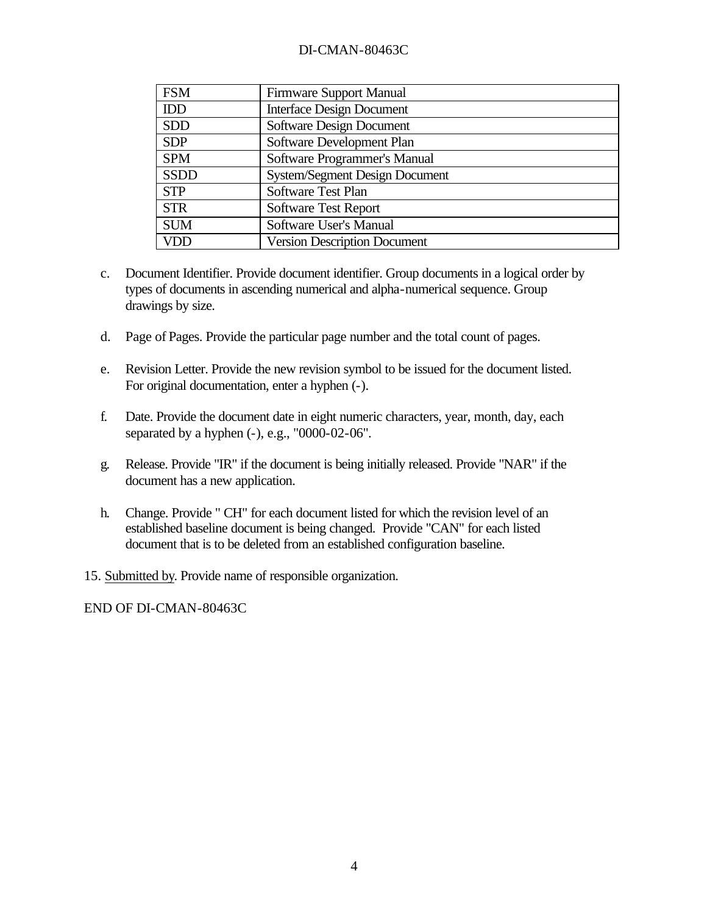| | |
|---|---|
| FSM | Firmware Support Manual |
| IDD | Interface Design Document |
| SDD | Software Design Document |
| SDP | Software Development Plan |
| SPM | Software Programmer's Manual |
| SSDD | System/Segment Design Document |
| STP | Software Test Plan |
| STR | Software Test Report |
| SUM | Software User's Manual |
| VDD | Version Description Document |

c. Document Identifier. Provide document identifier. Group documents in a logical order by types of documents in ascending numerical and alpha-numerical sequence. Group drawings by size.

d. Page of Pages. Provide the particular page number and the total count of pages.

e. Revision Letter. Provide the new revision symbol to be issued for the document listed. For original documentation, enter a hyphen (-).

f. Date. Provide the document date in eight numeric characters, year, month, day, each separated by a hyphen (-), e.g., "0000-02-06".

g. Release. Provide "IR" if the document is being initially released. Provide "NAR" if the document has a new application.

h. Change. Provide " CH" for each document listed for which the revision level of an established baseline document is being changed. Provide "CAN" for each listed document that is to be deleted from an established configuration baseline.

15. Submitted by. Provide name of responsible organization.

END OF DI-CMAN-80463C